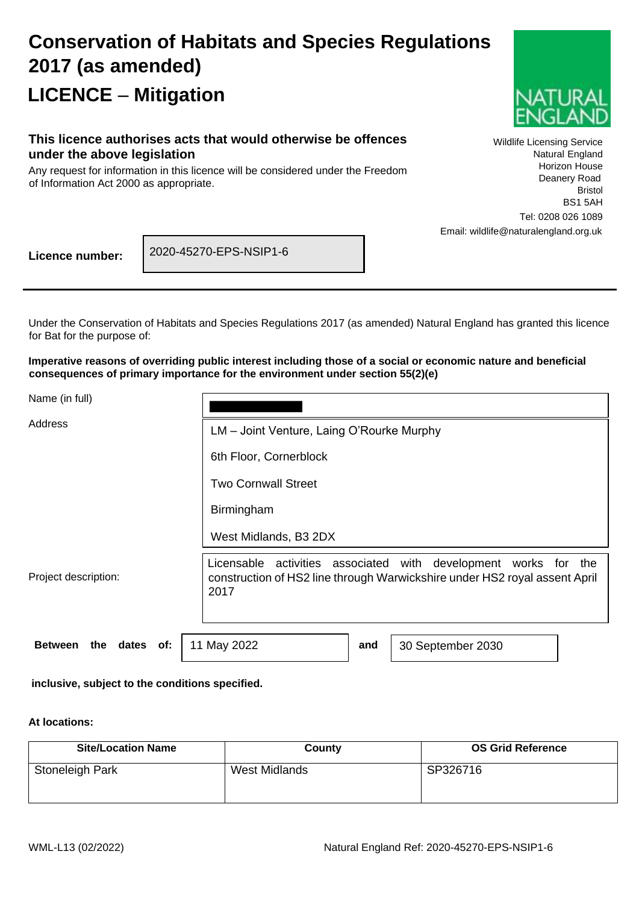# Conservation of Habitats and Species Regulations 2017 (as amended)

# LICENCE – Mitigation

Wildlife Licensing Service
Natural England
Horizon House
Deanery Road
Bristol
BS1 5AH
Tel: 0208 026 1089
Email: wildlife@naturalengland.org.uk

### This licence authorises acts that would otherwise be offences under the above legislation

Any request for information in this licence will be considered under the Freedom of Information Act 2000 as appropriate.

**Licence number:** 2020-45270-EPS-NSIP1-6

Under the Conservation of Habitats and Species Regulations 2017 (as amended) Natural England has granted this licence for Bat for the purpose of:

**Imperative reasons of overriding public interest including those of a social or economic nature and beneficial consequences of primary importance for the environment under section 55(2)(e)**

| | |
|---|---|
| Name (in full) | |
| Address | LM – Joint Venture, Laing O'Rourke Murphy<br>6th Floor, Cornerblock<br>Two Cornwall Street<br>Birmingham<br>West Midlands, B3 2DX |
| Project description: | Licensable activities associated with development works for the construction of HS2 line through Warwickshire under HS2 royal assent April 2017 |

**Between the dates of:** 11 May 2022 **and** 30 September 2030

**inclusive, subject to the conditions specified.**

**At locations:**

| Site/Location Name | County | OS Grid Reference |
|---|---|---|
| Stoneleigh Park | West Midlands | SP326716 |

WML-L13 (02/2022)

Natural England Ref: 2020-45270-EPS-NSIP1-6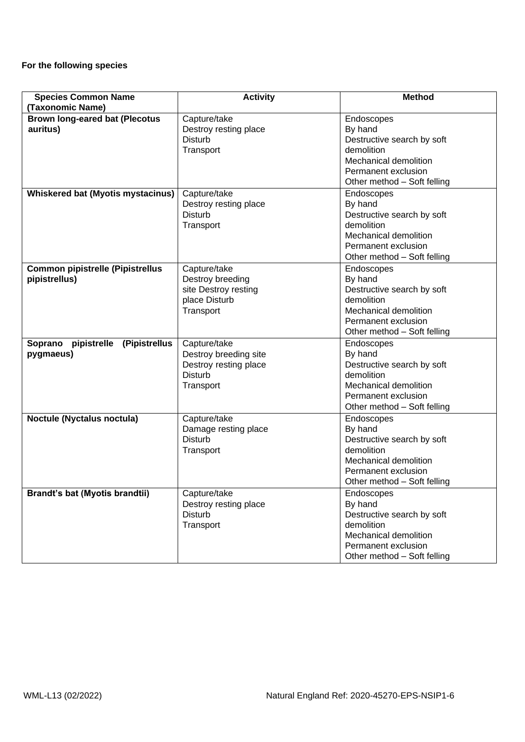**For the following species**

| Species Common Name (Taxonomic Name) | Activity | Method |
|---|---|---|
| **Brown long-eared bat (Plecotus auritus)** | Capture/take<br>Destroy resting place<br>Disturb<br>Transport | Endoscopes<br>By hand<br>Destructive search by soft demolition<br>Mechanical demolition<br>Permanent exclusion<br>Other method – Soft felling |
| **Whiskered bat (Myotis mystacinus)** | Capture/take<br>Destroy resting place<br>Disturb<br>Transport | Endoscopes<br>By hand<br>Destructive search by soft demolition<br>Mechanical demolition<br>Permanent exclusion<br>Other method – Soft felling |
| **Common pipistrelle (Pipistrellus pipistrellus)** | Capture/take<br>Destroy breeding site Destroy resting place Disturb<br>Transport | Endoscopes<br>By hand<br>Destructive search by soft demolition<br>Mechanical demolition<br>Permanent exclusion<br>Other method – Soft felling |
| **Soprano pipistrelle (Pipistrellus pygmaeus)** | Capture/take<br>Destroy breeding site<br>Destroy resting place<br>Disturb<br>Transport | Endoscopes<br>By hand<br>Destructive search by soft demolition<br>Mechanical demolition<br>Permanent exclusion<br>Other method – Soft felling |
| **Noctule (Nyctalus noctula)** | Capture/take<br>Damage resting place<br>Disturb<br>Transport | Endoscopes<br>By hand<br>Destructive search by soft demolition<br>Mechanical demolition<br>Permanent exclusion<br>Other method – Soft felling |
| **Brandt's bat (Myotis brandtii)** | Capture/take<br>Destroy resting place<br>Disturb<br>Transport | Endoscopes<br>By hand<br>Destructive search by soft demolition<br>Mechanical demolition<br>Permanent exclusion<br>Other method – Soft felling |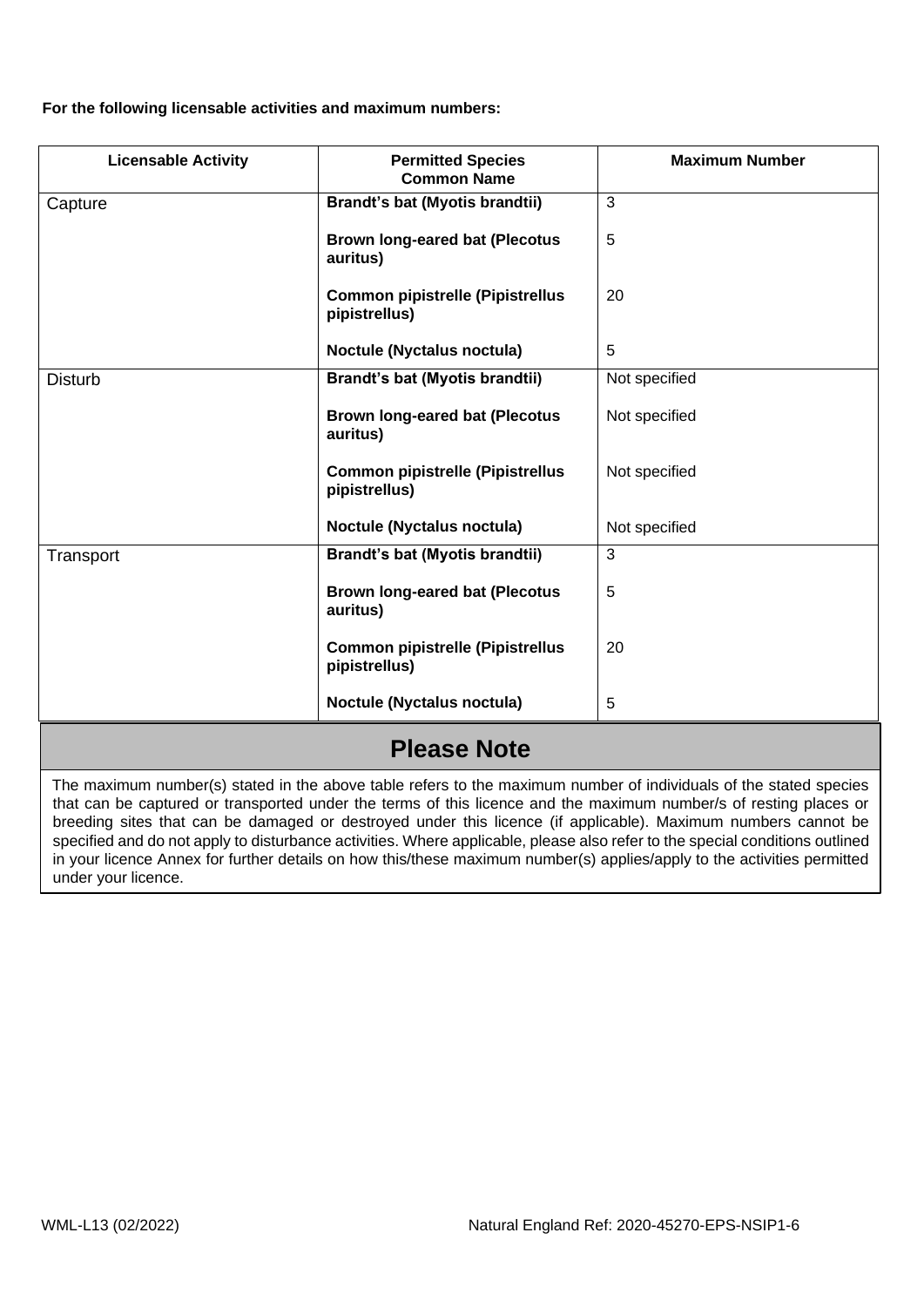**For the following licensable activities and maximum numbers:**

| Licensable Activity | Permitted Species Common Name | Maximum Number |
|---|---|---|
| Capture | **Brandt's bat (Myotis brandtii)** | 3 |
| | **Brown long-eared bat (Plecotus auritus)** | 5 |
| | **Common pipistrelle (Pipistrellus pipistrellus)** | 20 |
| | **Noctule (Nyctalus noctula)** | 5 |
| Disturb | **Brandt's bat (Myotis brandtii)** | Not specified |
| | **Brown long-eared bat (Plecotus auritus)** | Not specified |
| | **Common pipistrelle (Pipistrellus pipistrellus)** | Not specified |
| | **Noctule (Nyctalus noctula)** | Not specified |
| Transport | **Brandt's bat (Myotis brandtii)** | 3 |
| | **Brown long-eared bat (Plecotus auritus)** | 5 |
| | **Common pipistrelle (Pipistrellus pipistrellus)** | 20 |
| | **Noctule (Nyctalus noctula)** | 5 |

## Please Note

The maximum number(s) stated in the above table refers to the maximum number of individuals of the stated species that can be captured or transported under the terms of this licence and the maximum number/s of resting places or breeding sites that can be damaged or destroyed under this licence (if applicable). Maximum numbers cannot be specified and do not apply to disturbance activities. Where applicable, please also refer to the special conditions outlined in your licence Annex for further details on how this/these maximum number(s) applies/apply to the activities permitted under your licence.

WML-L13 (02/2022) Natural England Ref: 2020-45270-EPS-NSIP1-6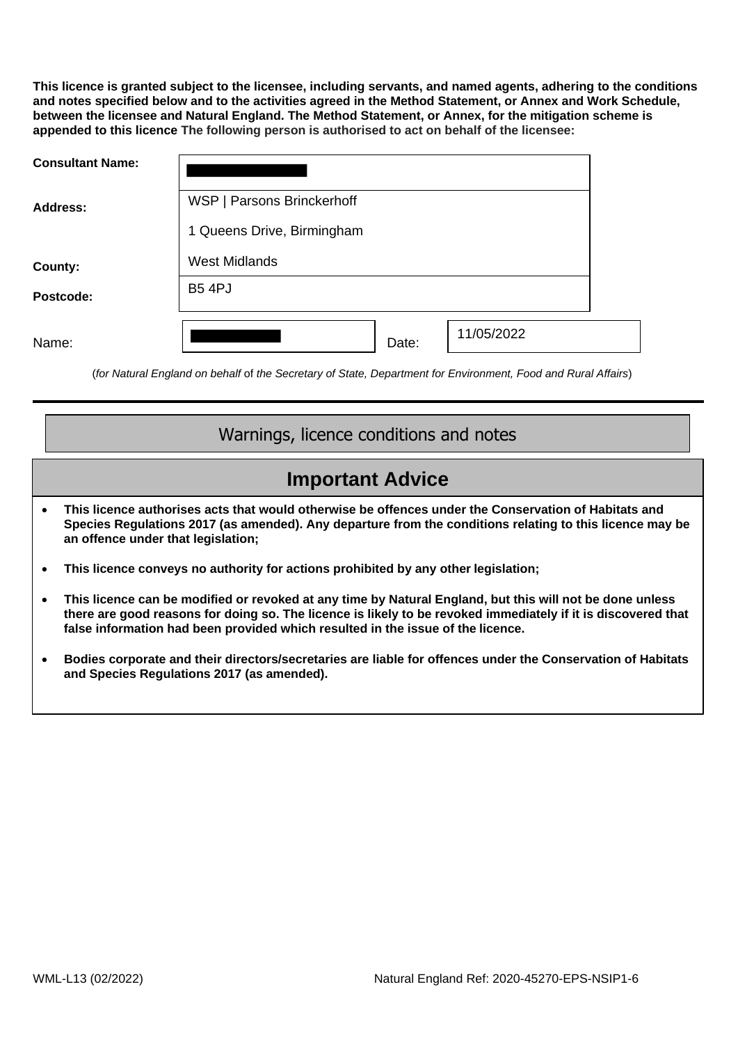**This licence is granted subject to the licensee, including servants, and named agents, adhering to the conditions and notes specified below and to the activities agreed in the Method Statement, or Annex and Work Schedule, between the licensee and Natural England. The Method Statement, or Annex, for the mitigation scheme is appended to this licence The following person is authorised to act on behalf of the licensee:**

| | |
|---|---|
| **Consultant Name:** | [REDACTED] |
| **Address:** | WSP \| Parsons Brinckerhoff<br>1 Queens Drive, Birmingham |
| **County:** | West Midlands |
| **Postcode:** | B5 4PJ |

| | | | |
|---|---|---|---|
| Name: | [REDACTED] | Date: | 11/05/2022 |

(*for Natural England on behalf* of *the Secretary of State, Department for Environment, Food and Rural Affairs*)

---

## Warnings, licence conditions and notes

## Important Advice

- **This licence authorises acts that would otherwise be offences under the Conservation of Habitats and Species Regulations 2017 (as amended). Any departure from the conditions relating to this licence may be an offence under that legislation;**
- **This licence conveys no authority for actions prohibited by any other legislation;**
- **This licence can be modified or revoked at any time by Natural England, but this will not be done unless there are good reasons for doing so. The licence is likely to be revoked immediately if it is discovered that false information had been provided which resulted in the issue of the licence.**
- **Bodies corporate and their directors/secretaries are liable for offences under the Conservation of Habitats and Species Regulations 2017 (as amended).**

WML-L13 (02/2022) Natural England Ref: 2020-45270-EPS-NSIP1-6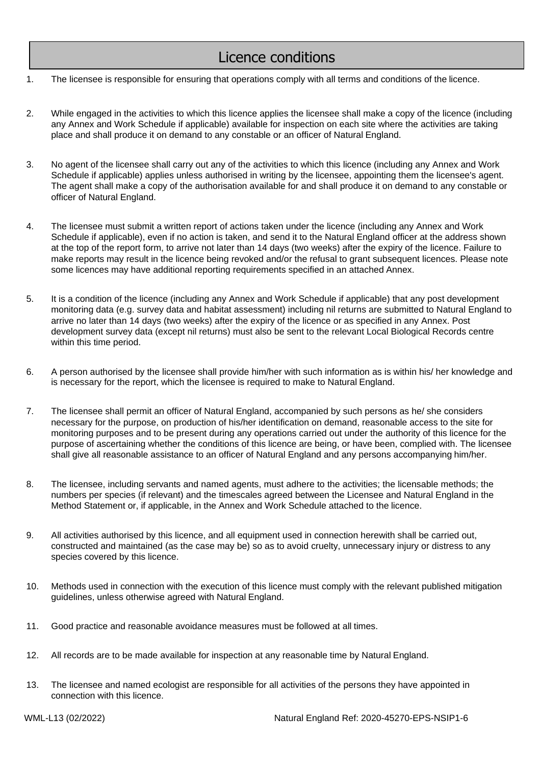# Licence conditions

1. The licensee is responsible for ensuring that operations comply with all terms and conditions of the licence.

2. While engaged in the activities to which this licence applies the licensee shall make a copy of the licence (including any Annex and Work Schedule if applicable) available for inspection on each site where the activities are taking place and shall produce it on demand to any constable or an officer of Natural England.

3. No agent of the licensee shall carry out any of the activities to which this licence (including any Annex and Work Schedule if applicable) applies unless authorised in writing by the licensee, appointing them the licensee's agent. The agent shall make a copy of the authorisation available for and shall produce it on demand to any constable or officer of Natural England.

4. The licensee must submit a written report of actions taken under the licence (including any Annex and Work Schedule if applicable), even if no action is taken, and send it to the Natural England officer at the address shown at the top of the report form, to arrive not later than 14 days (two weeks) after the expiry of the licence. Failure to make reports may result in the licence being revoked and/or the refusal to grant subsequent licences. Please note some licences may have additional reporting requirements specified in an attached Annex.

5. It is a condition of the licence (including any Annex and Work Schedule if applicable) that any post development monitoring data (e.g. survey data and habitat assessment) including nil returns are submitted to Natural England to arrive no later than 14 days (two weeks) after the expiry of the licence or as specified in any Annex. Post development survey data (except nil returns) must also be sent to the relevant Local Biological Records centre within this time period.

6. A person authorised by the licensee shall provide him/her with such information as is within his/ her knowledge and is necessary for the report, which the licensee is required to make to Natural England.

7. The licensee shall permit an officer of Natural England, accompanied by such persons as he/ she considers necessary for the purpose, on production of his/her identification on demand, reasonable access to the site for monitoring purposes and to be present during any operations carried out under the authority of this licence for the purpose of ascertaining whether the conditions of this licence are being, or have been, complied with. The licensee shall give all reasonable assistance to an officer of Natural England and any persons accompanying him/her.

8. The licensee, including servants and named agents, must adhere to the activities; the licensable methods; the numbers per species (if relevant) and the timescales agreed between the Licensee and Natural England in the Method Statement or, if applicable, in the Annex and Work Schedule attached to the licence.

9. All activities authorised by this licence, and all equipment used in connection herewith shall be carried out, constructed and maintained (as the case may be) so as to avoid cruelty, unnecessary injury or distress to any species covered by this licence.

10. Methods used in connection with the execution of this licence must comply with the relevant published mitigation guidelines, unless otherwise agreed with Natural England.

11. Good practice and reasonable avoidance measures must be followed at all times.

12. All records are to be made available for inspection at any reasonable time by Natural England.

13. The licensee and named ecologist are responsible for all activities of the persons they have appointed in connection with this licence.

WML-L13 (02/2022) Natural England Ref: 2020-45270-EPS-NSIP1-6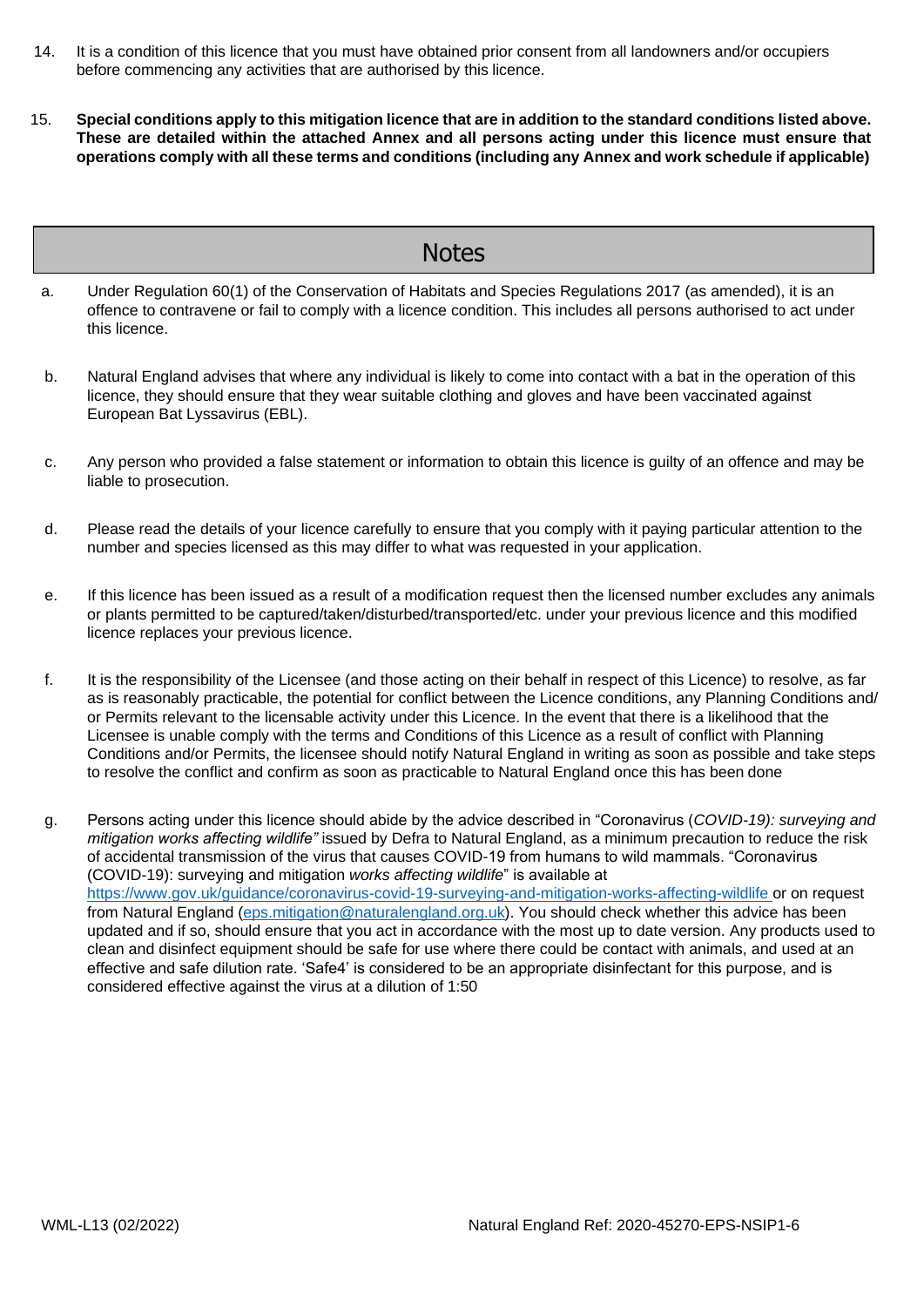14. It is a condition of this licence that you must have obtained prior consent from all landowners and/or occupiers before commencing any activities that are authorised by this licence.

15. **Special conditions apply to this mitigation licence that are in addition to the standard conditions listed above. These are detailed within the attached Annex and all persons acting under this licence must ensure that operations comply with all these terms and conditions (including any Annex and work schedule if applicable)**

## Notes

a. Under Regulation 60(1) of the Conservation of Habitats and Species Regulations 2017 (as amended), it is an offence to contravene or fail to comply with a licence condition. This includes all persons authorised to act under this licence.

b. Natural England advises that where any individual is likely to come into contact with a bat in the operation of this licence, they should ensure that they wear suitable clothing and gloves and have been vaccinated against European Bat Lyssavirus (EBL).

c. Any person who provided a false statement or information to obtain this licence is guilty of an offence and may be liable to prosecution.

d. Please read the details of your licence carefully to ensure that you comply with it paying particular attention to the number and species licensed as this may differ to what was requested in your application.

e. If this licence has been issued as a result of a modification request then the licensed number excludes any animals or plants permitted to be captured/taken/disturbed/transported/etc. under your previous licence and this modified licence replaces your previous licence.

f. It is the responsibility of the Licensee (and those acting on their behalf in respect of this Licence) to resolve, as far as is reasonably practicable, the potential for conflict between the Licence conditions, any Planning Conditions and/ or Permits relevant to the licensable activity under this Licence. In the event that there is a likelihood that the Licensee is unable comply with the terms and Conditions of this Licence as a result of conflict with Planning Conditions and/or Permits, the licensee should notify Natural England in writing as soon as possible and take steps to resolve the conflict and confirm as soon as practicable to Natural England once this has been done

g. Persons acting under this licence should abide by the advice described in "Coronavirus (*COVID-19): surveying and mitigation works affecting wildlife"* issued by Defra to Natural England, as a minimum precaution to reduce the risk of accidental transmission of the virus that causes COVID-19 from humans to wild mammals. "Coronavirus (COVID-19): surveying and mitigation *works affecting wildlife*" is available at https://www.gov.uk/guidance/coronavirus-covid-19-surveying-and-mitigation-works-affecting-wildlife or on request from Natural England (eps.mitigation@naturalengland.org.uk). You should check whether this advice has been updated and if so, should ensure that you act in accordance with the most up to date version. Any products used to clean and disinfect equipment should be safe for use where there could be contact with animals, and used at an effective and safe dilution rate. 'Safe4' is considered to be an appropriate disinfectant for this purpose, and is considered effective against the virus at a dilution of 1:50

WML-L13 (02/2022) Natural England Ref: 2020-45270-EPS-NSIP1-6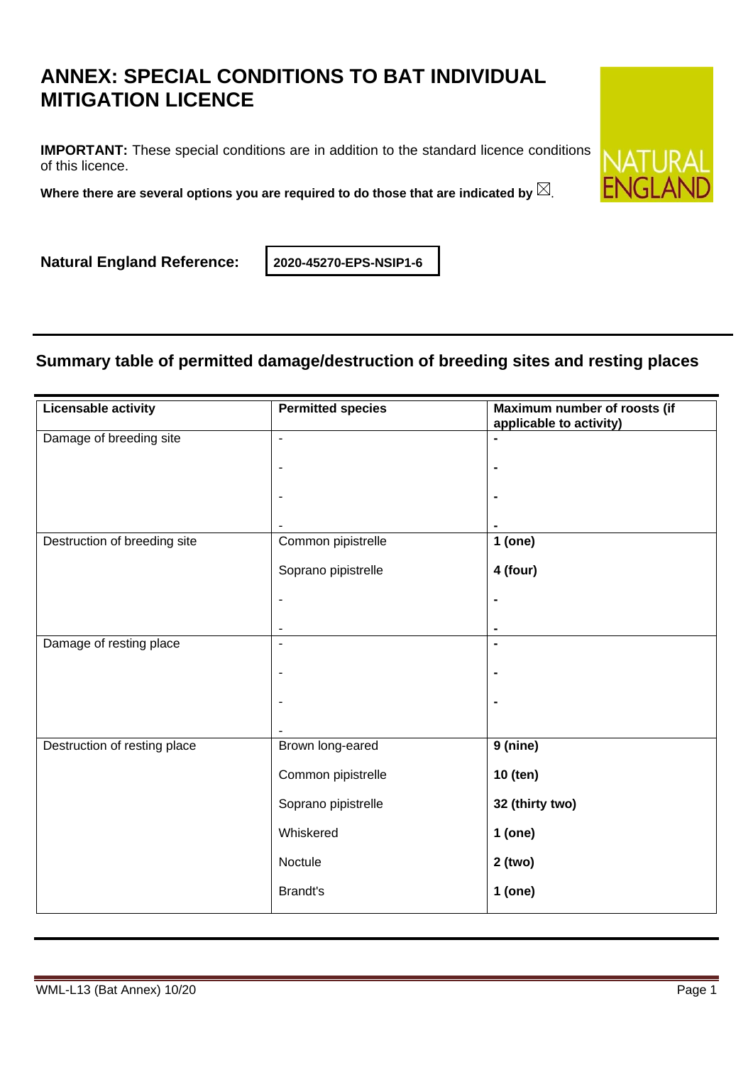# ANNEX: SPECIAL CONDITIONS TO BAT INDIVIDUAL MITIGATION LICENCE

**IMPORTANT:** These special conditions are in addition to the standard licence conditions of this licence.

**Where there are several options you are required to do those that are indicated by ☒.**

**Natural England Reference:** **2020-45270-EPS-NSIP1-6**

## Summary table of permitted damage/destruction of breeding sites and resting places

| Licensable activity | Permitted species | Maximum number of roosts (if applicable to activity) |
|---|---|---|
| Damage of breeding site | - | - |
| | - | - |
| | - | - |
| | - | - |
| Destruction of breeding site | Common pipistrelle | **1 (one)** |
| | Soprano pipistrelle | **4 (four)** |
| | - | - |
| | - | - |
| Damage of resting place | - | - |
| | - | - |
| | - | - |
| | - | |
| Destruction of resting place | Brown long-eared | **9 (nine)** |
| | Common pipistrelle | **10 (ten)** |
| | Soprano pipistrelle | **32 (thirty two)** |
| | Whiskered | **1 (one)** |
| | Noctule | **2 (two)** |
| | Brandt's | **1 (one)** |

WML-L13 (Bat Annex) 10/20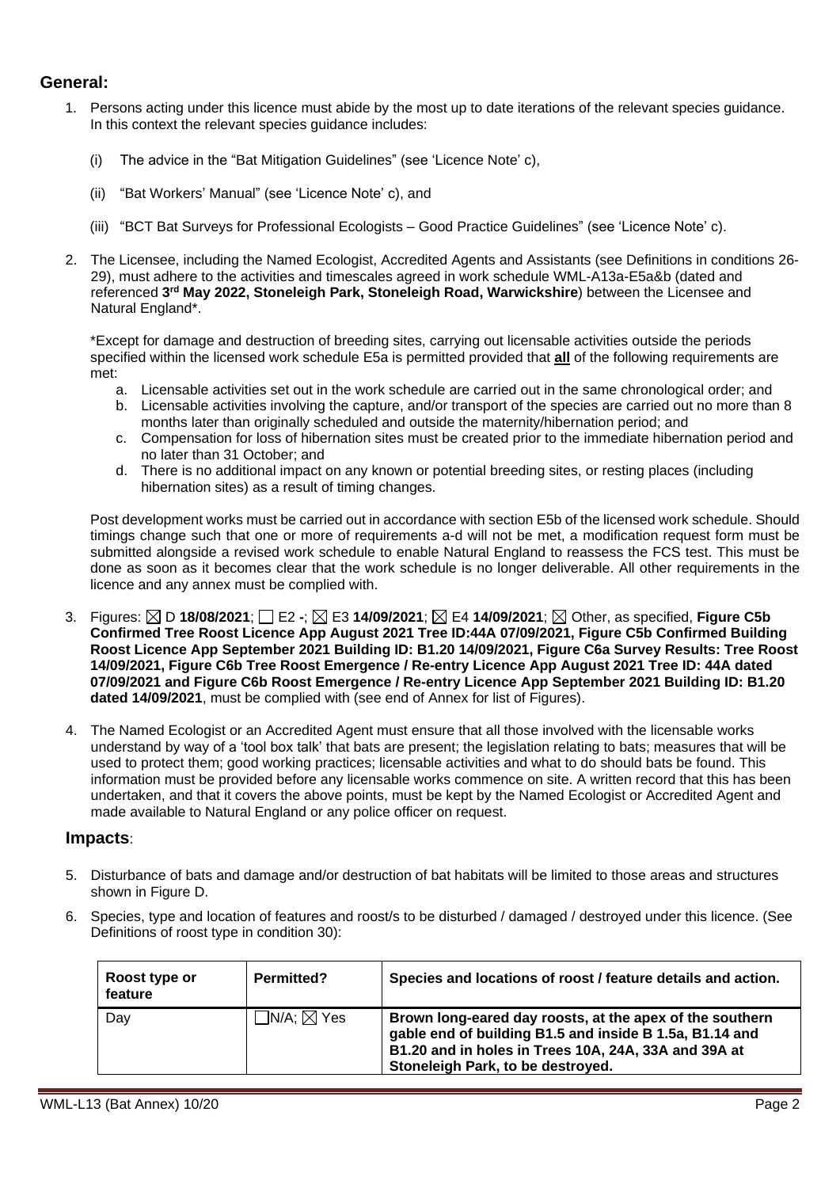## General:

1. Persons acting under this licence must abide by the most up to date iterations of the relevant species guidance. In this context the relevant species guidance includes:

   (i) The advice in the "Bat Mitigation Guidelines" (see 'Licence Note' c),

   (ii) "Bat Workers' Manual" (see 'Licence Note' c), and

   (iii) "BCT Bat Surveys for Professional Ecologists – Good Practice Guidelines" (see 'Licence Note' c).

2. The Licensee, including the Named Ecologist, Accredited Agents and Assistants (see Definitions in conditions 26-29), must adhere to the activities and timescales agreed in work schedule WML-A13a-E5a&b (dated and referenced **3rd May 2022, Stoneleigh Park, Stoneleigh Road, Warwickshire**) between the Licensee and Natural England*.

   *Except for damage and destruction of breeding sites, carrying out licensable activities outside the periods specified within the licensed work schedule E5a is permitted provided that **all** of the following requirements are met:

   a. Licensable activities set out in the work schedule are carried out in the same chronological order; and
   b. Licensable activities involving the capture, and/or transport of the species are carried out no more than 8 months later than originally scheduled and outside the maternity/hibernation period; and
   c. Compensation for loss of hibernation sites must be created prior to the immediate hibernation period and no later than 31 October; and
   d. There is no additional impact on any known or potential breeding sites, or resting places (including hibernation sites) as a result of timing changes.

   Post development works must be carried out in accordance with section E5b of the licensed work schedule. Should timings change such that one or more of requirements a-d will not be met, a modification request form must be submitted alongside a revised work schedule to enable Natural England to reassess the FCS test. This must be done as soon as it becomes clear that the work schedule is no longer deliverable. All other requirements in the licence and any annex must be complied with.

3. Figures: ☒ D **18/08/2021**; ☐ E2 **-**; ☒ E3 **14/09/2021**; ☒ E4 **14/09/2021**; ☒ Other, as specified, **Figure C5b Confirmed Tree Roost Licence App August 2021 Tree ID:44A 07/09/2021, Figure C5b Confirmed Building Roost Licence App September 2021 Building ID: B1.20 14/09/2021, Figure C6a Survey Results: Tree Roost 14/09/2021, Figure C6b Tree Roost Emergence / Re-entry Licence App August 2021 Tree ID: 44A dated 07/09/2021 and Figure C6b Roost Emergence / Re-entry Licence App September 2021 Building ID: B1.20 dated 14/09/2021**, must be complied with (see end of Annex for list of Figures).

4. The Named Ecologist or an Accredited Agent must ensure that all those involved with the licensable works understand by way of a 'tool box talk' that bats are present; the legislation relating to bats; measures that will be used to protect them; good working practices; licensable activities and what to do should bats be found. This information must be provided before any licensable works commence on site. A written record that this has been undertaken, and that it covers the above points, must be kept by the Named Ecologist or Accredited Agent and made available to Natural England or any police officer on request.

## Impacts:

5. Disturbance of bats and damage and/or destruction of bat habitats will be limited to those areas and structures shown in Figure D.

6. Species, type and location of features and roost/s to be disturbed / damaged / destroyed under this licence. (See Definitions of roost type in condition 30):

| Roost type or feature | Permitted? | Species and locations of roost / feature details and action. |
|---|---|---|
| Day | ☐N/A; ☒ Yes | **Brown long-eared day roosts, at the apex of the southern gable end of building B1.5 and inside B 1.5a, B1.14 and B1.20 and in holes in Trees 10A, 24A, 33A and 39A at Stoneleigh Park, to be destroyed.** |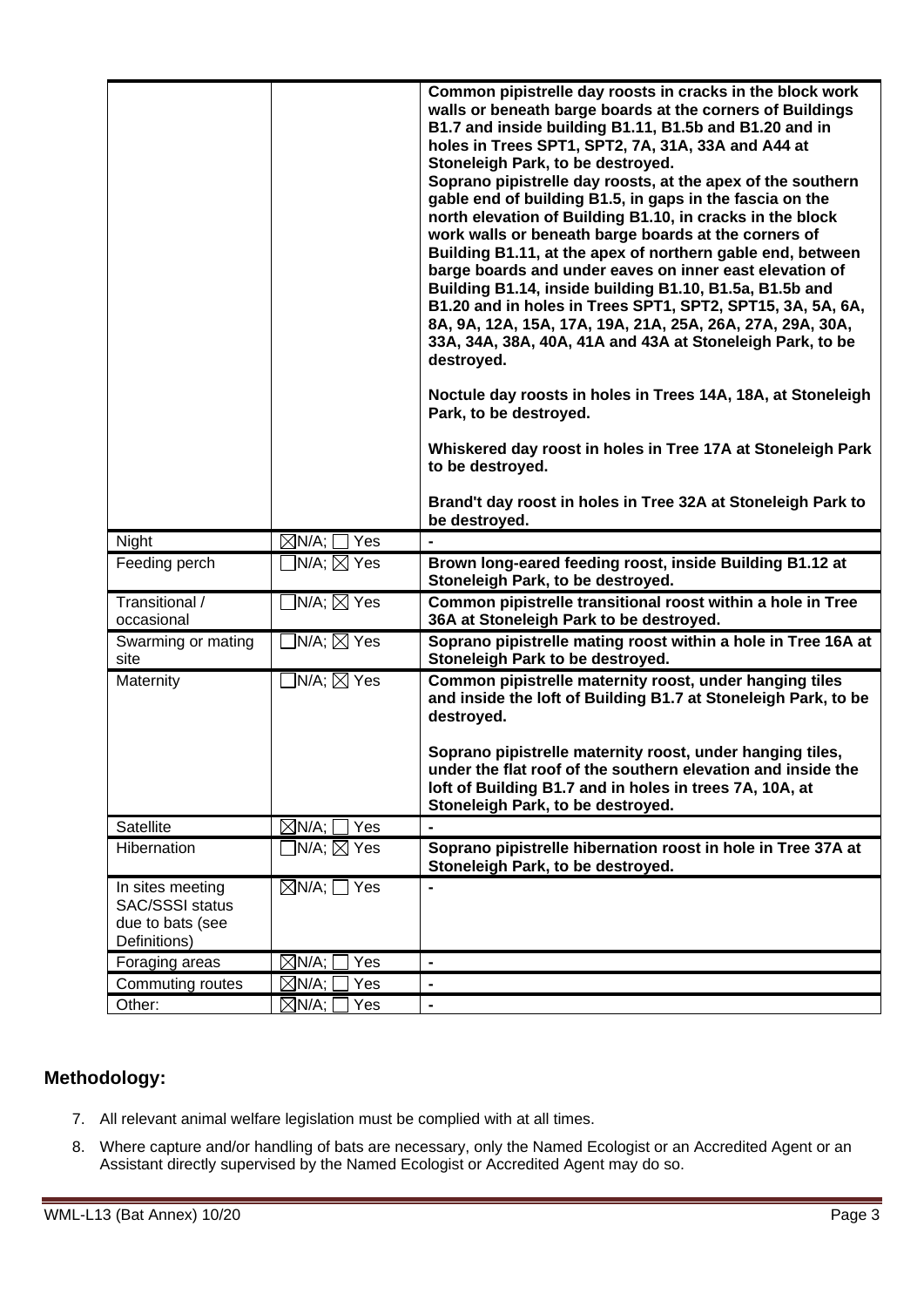| | | |
|---|---|---|
| | | **Common pipistrelle day roosts in cracks in the block work walls or beneath barge boards at the corners of Buildings B1.7 and inside building B1.11, B1.5b and B1.20 and in holes in Trees SPT1, SPT2, 7A, 31A, 33A and A44 at Stoneleigh Park, to be destroyed.** **Soprano pipistrelle day roosts, at the apex of the southern gable end of building B1.5, in gaps in the fascia on the north elevation of Building B1.10, in cracks in the block work walls or beneath barge boards at the corners of Building B1.11, at the apex of northern gable end, between barge boards and under eaves on inner east elevation of Building B1.14, inside building B1.10, B1.5a, B1.5b and B1.20 and in holes in Trees SPT1, SPT2, SPT15, 3A, 5A, 6A, 8A, 9A, 12A, 15A, 17A, 19A, 21A, 25A, 26A, 27A, 29A, 30A, 33A, 34A, 38A, 40A, 41A and 43A at Stoneleigh Park, to be destroyed.** <br><br> **Noctule day roosts in holes in Trees 14A, 18A, at Stoneleigh Park, to be destroyed.** <br><br> **Whiskered day roost in holes in Tree 17A at Stoneleigh Park to be destroyed.** <br><br> **Brand't day roost in holes in Tree 32A at Stoneleigh Park to be destroyed.** |
| Night | ☒N/A; ☐ Yes | - |
| Feeding perch | ☐N/A; ☒ Yes | **Brown long-eared feeding roost, inside Building B1.12 at Stoneleigh Park, to be destroyed.** |
| Transitional / occasional | ☐N/A; ☒ Yes | **Common pipistrelle transitional roost within a hole in Tree 36A at Stoneleigh Park to be destroyed.** |
| Swarming or mating site | ☐N/A; ☒ Yes | **Soprano pipistrelle mating roost within a hole in Tree 16A at Stoneleigh Park to be destroyed.** |
| Maternity | ☐N/A; ☒ Yes | **Common pipistrelle maternity roost, under hanging tiles and inside the loft of Building B1.7 at Stoneleigh Park, to be destroyed.** <br><br> **Soprano pipistrelle maternity roost, under hanging tiles, under the flat roof of the southern elevation and inside the loft of Building B1.7 and in holes in trees 7A, 10A, at Stoneleigh Park, to be destroyed.** |
| Satellite | ☒N/A; ☐ Yes | - |
| Hibernation | ☐N/A; ☒ Yes | **Soprano pipistrelle hibernation roost in hole in Tree 37A at Stoneleigh Park, to be destroyed.** |
| In sites meeting SAC/SSSI status due to bats (see Definitions) | ☒N/A; ☐ Yes | - |
| Foraging areas | ☒N/A; ☐ Yes | - |
| Commuting routes | ☒N/A; ☐ Yes | - |
| Other: | ☒N/A; ☐ Yes | - |

## Methodology:

7. All relevant animal welfare legislation must be complied with at all times.
8. Where capture and/or handling of bats are necessary, only the Named Ecologist or an Accredited Agent or an Assistant directly supervised by the Named Ecologist or Accredited Agent may do so.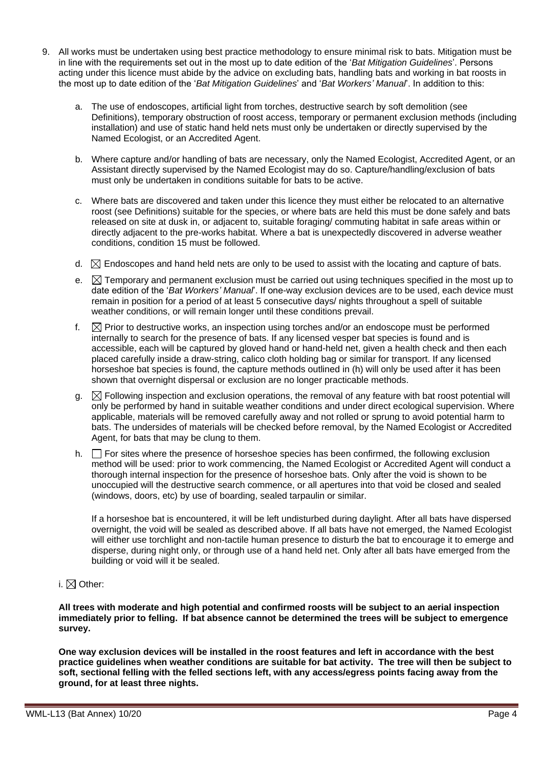9. All works must be undertaken using best practice methodology to ensure minimal risk to bats. Mitigation must be in line with the requirements set out in the most up to date edition of the '*Bat Mitigation Guidelines*'. Persons acting under this licence must abide by the advice on excluding bats, handling bats and working in bat roosts in the most up to date edition of the '*Bat Mitigation Guidelines*' and '*Bat Workers' Manual*'. In addition to this:

   a. The use of endoscopes, artificial light from torches, destructive search by soft demolition (see Definitions), temporary obstruction of roost access, temporary or permanent exclusion methods (including installation) and use of static hand held nets must only be undertaken or directly supervised by the Named Ecologist, or an Accredited Agent.

   b. Where capture and/or handling of bats are necessary, only the Named Ecologist, Accredited Agent, or an Assistant directly supervised by the Named Ecologist may do so. Capture/handling/exclusion of bats must only be undertaken in conditions suitable for bats to be active.

   c. Where bats are discovered and taken under this licence they must either be relocated to an alternative roost (see Definitions) suitable for the species, or where bats are held this must be done safely and bats released on site at dusk in, or adjacent to, suitable foraging/ commuting habitat in safe areas within or directly adjacent to the pre-works habitat. Where a bat is unexpectedly discovered in adverse weather conditions, condition 15 must be followed.

   d. ☒ Endoscopes and hand held nets are only to be used to assist with the locating and capture of bats.

   e. ☒ Temporary and permanent exclusion must be carried out using techniques specified in the most up to date edition of the '*Bat Workers' Manual*'. If one-way exclusion devices are to be used, each device must remain in position for a period of at least 5 consecutive days/ nights throughout a spell of suitable weather conditions, or will remain longer until these conditions prevail.

   f. ☒ Prior to destructive works, an inspection using torches and/or an endoscope must be performed internally to search for the presence of bats. If any licensed vesper bat species is found and is accessible, each will be captured by gloved hand or hand-held net, given a health check and then each placed carefully inside a draw-string, calico cloth holding bag or similar for transport. If any licensed horseshoe bat species is found, the capture methods outlined in (h) will only be used after it has been shown that overnight dispersal or exclusion are no longer practicable methods.

   g. ☒ Following inspection and exclusion operations, the removal of any feature with bat roost potential will only be performed by hand in suitable weather conditions and under direct ecological supervision. Where applicable, materials will be removed carefully away and not rolled or sprung to avoid potential harm to bats. The undersides of materials will be checked before removal, by the Named Ecologist or Accredited Agent, for bats that may be clung to them.

   h. ☐ For sites where the presence of horseshoe species has been confirmed, the following exclusion method will be used: prior to work commencing, the Named Ecologist or Accredited Agent will conduct a thorough internal inspection for the presence of horseshoe bats. Only after the void is shown to be unoccupied will the destructive search commence, or all apertures into that void be closed and sealed (windows, doors, etc) by use of boarding, sealed tarpaulin or similar.

      If a horseshoe bat is encountered, it will be left undisturbed during daylight. After all bats have dispersed overnight, the void will be sealed as described above. If all bats have not emerged, the Named Ecologist will either use torchlight and non-tactile human presence to disturb the bat to encourage it to emerge and disperse, during night only, or through use of a hand held net. Only after all bats have emerged from the building or void will it be sealed.

i. ☒ Other:

**All trees with moderate and high potential and confirmed roosts will be subject to an aerial inspection immediately prior to felling. If bat absence cannot be determined the trees will be subject to emergence survey.**

**One way exclusion devices will be installed in the roost features and left in accordance with the best practice guidelines when weather conditions are suitable for bat activity. The tree will then be subject to soft, sectional felling with the felled sections left, with any access/egress points facing away from the ground, for at least three nights.**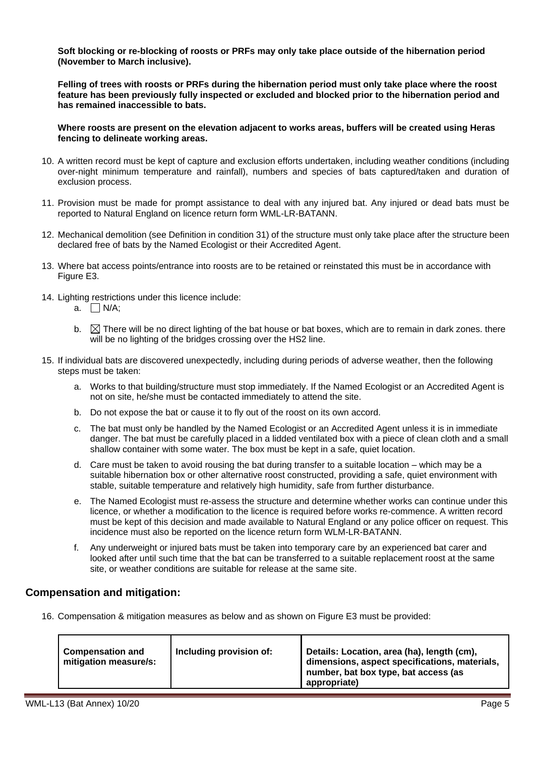**Soft blocking or re-blocking of roosts or PRFs may only take place outside of the hibernation period (November to March inclusive).**

**Felling of trees with roosts or PRFs during the hibernation period must only take place where the roost feature has been previously fully inspected or excluded and blocked prior to the hibernation period and has remained inaccessible to bats.**

**Where roosts are present on the elevation adjacent to works areas, buffers will be created using Heras fencing to delineate working areas.**

10. A written record must be kept of capture and exclusion efforts undertaken, including weather conditions (including over-night minimum temperature and rainfall), numbers and species of bats captured/taken and duration of exclusion process.

11. Provision must be made for prompt assistance to deal with any injured bat. Any injured or dead bats must be reported to Natural England on licence return form WML-LR-BATANN.

12. Mechanical demolition (see Definition in condition 31) of the structure must only take place after the structure been declared free of bats by the Named Ecologist or their Accredited Agent.

13. Where bat access points/entrance into roosts are to be retained or reinstated this must be in accordance with Figure E3.

14. Lighting restrictions under this licence include:
    a. ☐ N/A;
    b. ☒ There will be no direct lighting of the bat house or bat boxes, which are to remain in dark zones. there will be no lighting of the bridges crossing over the HS2 line.

15. If individual bats are discovered unexpectedly, including during periods of adverse weather, then the following steps must be taken:
    a. Works to that building/structure must stop immediately. If the Named Ecologist or an Accredited Agent is not on site, he/she must be contacted immediately to attend the site.
    b. Do not expose the bat or cause it to fly out of the roost on its own accord.
    c. The bat must only be handled by the Named Ecologist or an Accredited Agent unless it is in immediate danger. The bat must be carefully placed in a lidded ventilated box with a piece of clean cloth and a small shallow container with some water. The box must be kept in a safe, quiet location.
    d. Care must be taken to avoid rousing the bat during transfer to a suitable location – which may be a suitable hibernation box or other alternative roost constructed, providing a safe, quiet environment with stable, suitable temperature and relatively high humidity, safe from further disturbance.
    e. The Named Ecologist must re-assess the structure and determine whether works can continue under this licence, or whether a modification to the licence is required before works re-commence. A written record must be kept of this decision and made available to Natural England or any police officer on request. This incidence must also be reported on the licence return form WLM-LR-BATANN.
    f. Any underweight or injured bats must be taken into temporary care by an experienced bat carer and looked after until such time that the bat can be transferred to a suitable replacement roost at the same site, or weather conditions are suitable for release at the same site.

## Compensation and mitigation:

16. Compensation & mitigation measures as below and as shown on Figure E3 must be provided:

| Compensation and mitigation measure/s: | Including provision of: | Details: Location, area (ha), length (cm), dimensions, aspect specifications, materials, number, bat box type, bat access (as appropriate) |
|---|---|---|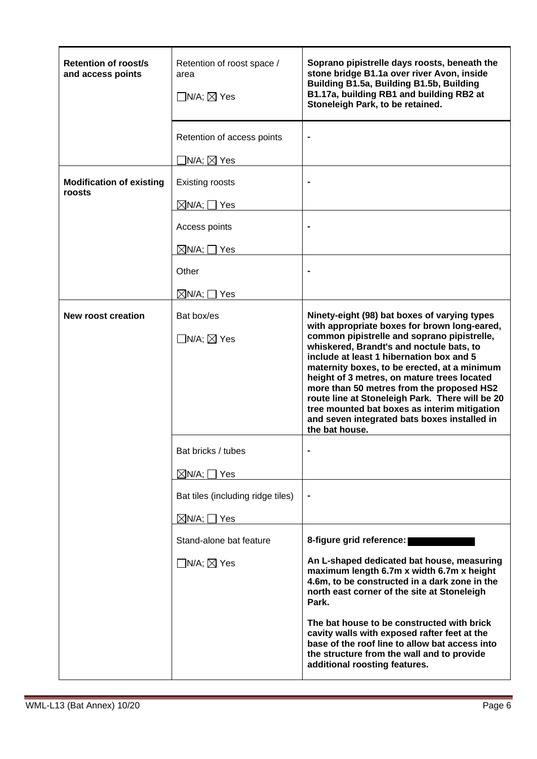| | | |
|---|---|---|
| **Retention of roost/s and access points** | Retention of roost space / area<br><br>☐N/A; ☒ Yes | **Soprano pipistrelle days roosts, beneath the stone bridge B1.1a over river Avon, inside Building B1.5a, Building B1.5b, Building B1.17a, building RB1 and building RB2 at Stoneleigh Park, to be retained.** |
| | Retention of access points<br><br>☐N/A; ☒ Yes | **-** |
| **Modification of existing roosts** | Existing roosts<br><br>☒N/A; ☐ Yes | **-** |
| | Access points<br><br>☒N/A; ☐ Yes | **-** |
| | Other<br><br>☒N/A; ☐ Yes | **-** |
| **New roost creation** | Bat box/es<br><br>☐N/A; ☒ Yes | **Ninety-eight (98) bat boxes of varying types with appropriate boxes for brown long-eared, common pipistrelle and soprano pipistrelle, whiskered, Brandt's and noctule bats, to include at least 1 hibernation box and 5 maternity boxes, to be erected, at a minimum height of 3 metres, on mature trees located more than 50 metres from the proposed HS2 route line at Stoneleigh Park. There will be 20 tree mounted bat boxes as interim mitigation and seven integrated bats boxes installed in the bat house.** |
| | Bat bricks / tubes<br><br>☒N/A; ☐ Yes | **-** |
| | Bat tiles (including ridge tiles)<br><br>☒N/A; ☐ Yes | **-** |
| | Stand-alone bat feature<br><br>☐N/A; ☒ Yes | **8-figure grid reference: ██████**<br><br>**An L-shaped dedicated bat house, measuring maximum length 6.7m x width 6.7m x height 4.6m, to be constructed in a dark zone in the north east corner of the site at Stoneleigh Park.**<br><br>**The bat house to be constructed with brick cavity walls with exposed rafter feet at the base of the roof line to allow bat access into the structure from the wall and to provide additional roosting features.** |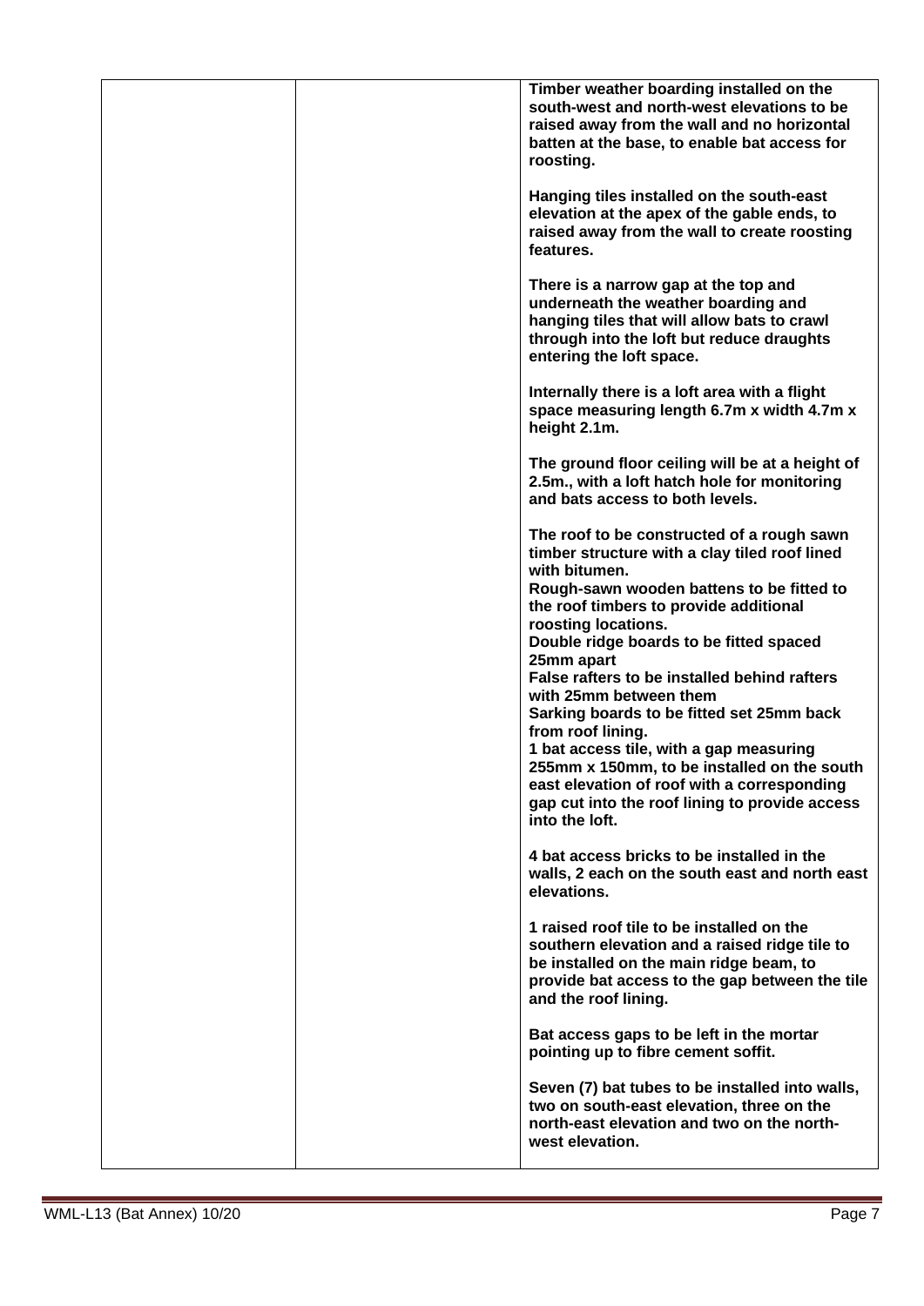| | | |
|---|---|---|
| | | **Timber weather boarding installed on the south-west and north-west elevations to be raised away from the wall and no horizontal batten at the base, to enable bat access for roosting.**<br><br>**Hanging tiles installed on the south-east elevation at the apex of the gable ends, to raised away from the wall to create roosting features.**<br><br>**There is a narrow gap at the top and underneath the weather boarding and hanging tiles that will allow bats to crawl through into the loft but reduce draughts entering the loft space.**<br><br>**Internally there is a loft area with a flight space measuring length 6.7m x width 4.7m x height 2.1m.**<br><br>**The ground floor ceiling will be at a height of 2.5m., with a loft hatch hole for monitoring and bats access to both levels.**<br><br>**The roof to be constructed of a rough sawn timber structure with a clay tiled roof lined with bitumen.**<br>**Rough-sawn wooden battens to be fitted to the roof timbers to provide additional roosting locations.**<br>**Double ridge boards to be fitted spaced 25mm apart**<br>**False rafters to be installed behind rafters with 25mm between them**<br>**Sarking boards to be fitted set 25mm back from roof lining.**<br>**1 bat access tile, with a gap measuring 255mm x 150mm, to be installed on the south east elevation of roof with a corresponding gap cut into the roof lining to provide access into the loft.**<br><br>**4 bat access bricks to be installed in the walls, 2 each on the south east and north east elevations.**<br><br>**1 raised roof tile to be installed on the southern elevation and a raised ridge tile to be installed on the main ridge beam, to provide bat access to the gap between the tile and the roof lining.**<br><br>**Bat access gaps to be left in the mortar pointing up to fibre cement soffit.**<br><br>**Seven (7) bat tubes to be installed into walls, two on south-east elevation, three on the north-east elevation and two on the north-west elevation.** |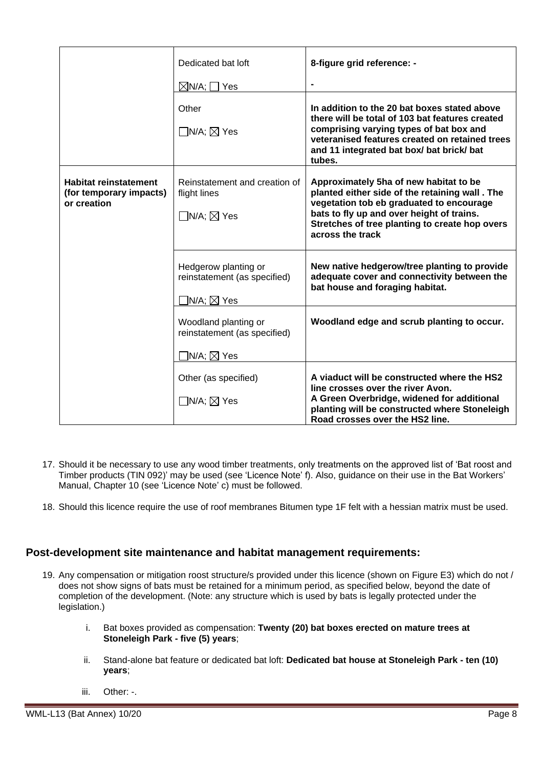| | | |
|---|---|---|
| | Dedicated bat loft<br><br>☒N/A; ☐ Yes | **8-figure grid reference: -**<br><br>**-** |
| | Other<br><br>☐N/A; ☒ Yes | **In addition to the 20 bat boxes stated above there will be total of 103 bat features created comprising varying types of bat box and veteranised features created on retained trees and 11 integrated bat box/ bat brick/ bat tubes.** |
| **Habitat reinstatement (for temporary impacts) or creation** | Reinstatement and creation of flight lines<br><br>☐N/A; ☒ Yes | **Approximately 5ha of new habitat to be planted either side of the retaining wall . The vegetation tob eb graduated to encourage bats to fly up and over height of trains. Stretches of tree planting to create hop overs across the track** |
| | Hedgerow planting or reinstatement (as specified)<br><br>☐N/A; ☒ Yes | **New native hedgerow/tree planting to provide adequate cover and connectivity between the bat house and foraging habitat.** |
| | Woodland planting or reinstatement (as specified)<br><br>☐N/A; ☒ Yes | **Woodland edge and scrub planting to occur.** |
| | Other (as specified)<br><br>☐N/A; ☒ Yes | **A viaduct will be constructed where the HS2 line crosses over the river Avon.**<br>**A Green Overbridge, widened for additional planting will be constructed where Stoneleigh Road crosses over the HS2 line.** |

17. Should it be necessary to use any wood timber treatments, only treatments on the approved list of 'Bat roost and Timber products (TIN 092)' may be used (see 'Licence Note' f). Also, guidance on their use in the Bat Workers' Manual, Chapter 10 (see 'Licence Note' c) must be followed.

18. Should this licence require the use of roof membranes Bitumen type 1F felt with a hessian matrix must be used.

## Post-development site maintenance and habitat management requirements:

19. Any compensation or mitigation roost structure/s provided under this licence (shown on Figure E3) which do not / does not show signs of bats must be retained for a minimum period, as specified below, beyond the date of completion of the development. (Note: any structure which is used by bats is legally protected under the legislation.)

    i. Bat boxes provided as compensation: **Twenty (20) bat boxes erected on mature trees at Stoneleigh Park - five (5) years**;

    ii. Stand-alone bat feature or dedicated bat loft: **Dedicated bat house at Stoneleigh Park - ten (10) years**;

    iii. Other: -.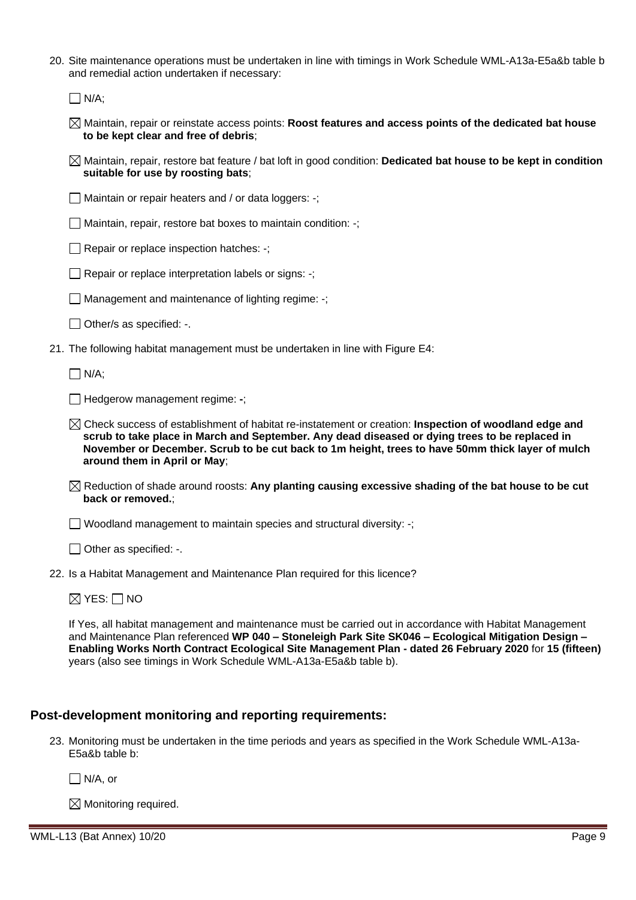20. Site maintenance operations must be undertaken in line with timings in Work Schedule WML-A13a-E5a&b table b and remedial action undertaken if necessary:

    ☐ N/A;

    ☒ Maintain, repair or reinstate access points: **Roost features and access points of the dedicated bat house to be kept clear and free of debris**;

    ☒ Maintain, repair, restore bat feature / bat loft in good condition: **Dedicated bat house to be kept in condition suitable for use by roosting bats**;

    ☐ Maintain or repair heaters and / or data loggers: -;

    ☐ Maintain, repair, restore bat boxes to maintain condition: -;

    ☐ Repair or replace inspection hatches: -;

    ☐ Repair or replace interpretation labels or signs: -;

    ☐ Management and maintenance of lighting regime: -;

    ☐ Other/s as specified: -.

21. The following habitat management must be undertaken in line with Figure E4:

    ☐ N/A;

    ☐ Hedgerow management regime: **-**;

    ☒ Check success of establishment of habitat re-instatement or creation: **Inspection of woodland edge and scrub to take place in March and September. Any dead diseased or dying trees to be replaced in November or December. Scrub to be cut back to 1m height, trees to have 50mm thick layer of mulch around them in April or May**;

    ☒ Reduction of shade around roosts: **Any planting causing excessive shading of the bat house to be cut back or removed.**;

    ☐ Woodland management to maintain species and structural diversity: -;

    ☐ Other as specified: -.

22. Is a Habitat Management and Maintenance Plan required for this licence?

    ☒ YES: ☐ NO

    If Yes, all habitat management and maintenance must be carried out in accordance with Habitat Management and Maintenance Plan referenced **WP 040 – Stoneleigh Park Site SK046 – Ecological Mitigation Design – Enabling Works North Contract Ecological Site Management Plan - dated 26 February 2020** for **15 (fifteen)** years (also see timings in Work Schedule WML-A13a-E5a&b table b).

## Post-development monitoring and reporting requirements:

23. Monitoring must be undertaken in the time periods and years as specified in the Work Schedule WML-A13a-E5a&b table b:

    ☐ N/A, or

    ☒ Monitoring required.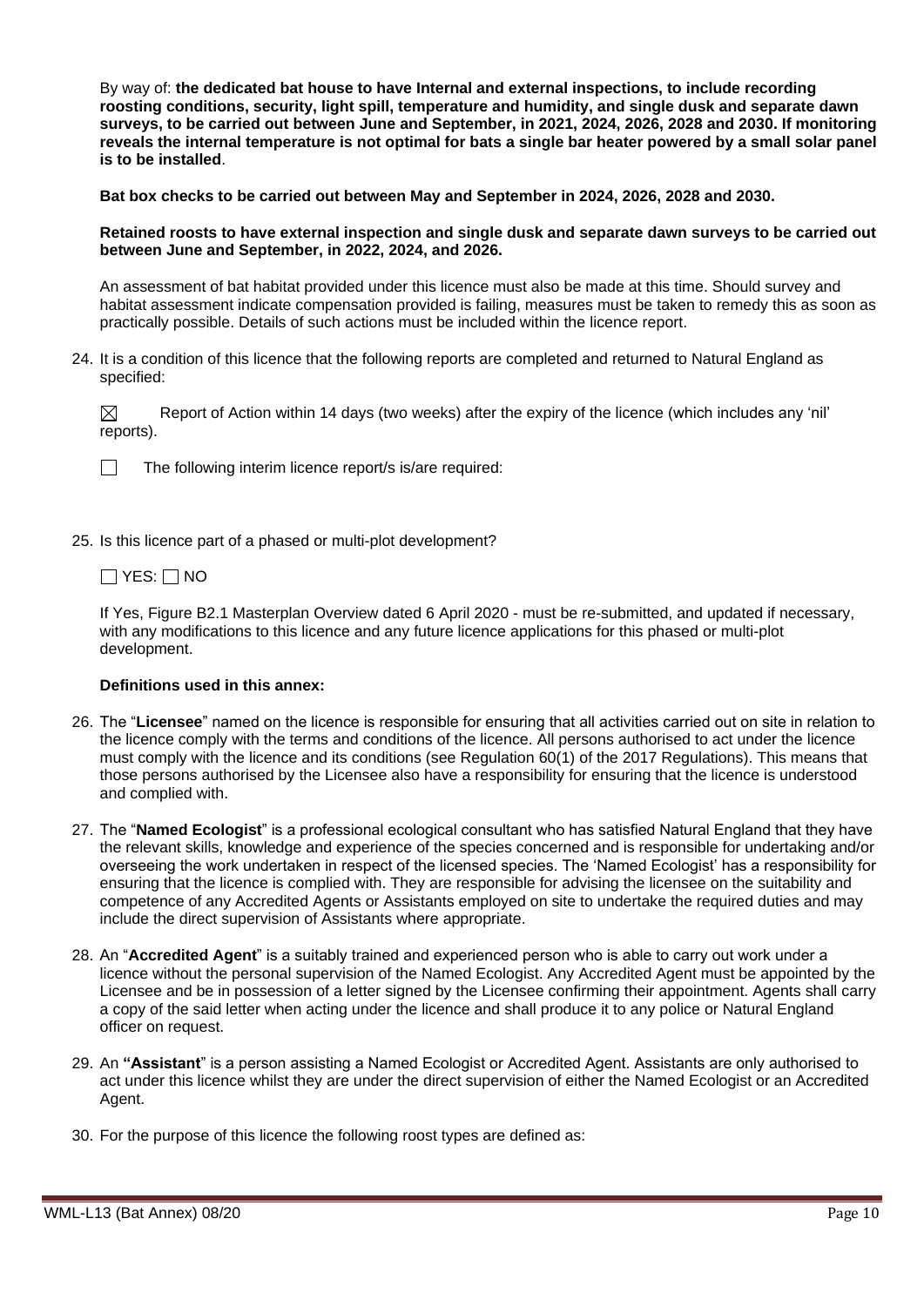By way of: **the dedicated bat house to have Internal and external inspections, to include recording roosting conditions, security, light spill, temperature and humidity, and single dusk and separate dawn surveys, to be carried out between June and September, in 2021, 2024, 2026, 2028 and 2030. If monitoring reveals the internal temperature is not optimal for bats a single bar heater powered by a small solar panel is to be installed**.

**Bat box checks to be carried out between May and September in 2024, 2026, 2028 and 2030.**

**Retained roosts to have external inspection and single dusk and separate dawn surveys to be carried out between June and September, in 2022, 2024, and 2026.**

An assessment of bat habitat provided under this licence must also be made at this time. Should survey and habitat assessment indicate compensation provided is failing, measures must be taken to remedy this as soon as practically possible. Details of such actions must be included within the licence report.

24. It is a condition of this licence that the following reports are completed and returned to Natural England as specified:

   ☒ Report of Action within 14 days (two weeks) after the expiry of the licence (which includes any 'nil' reports).

   ☐ The following interim licence report/s is/are required:

25. Is this licence part of a phased or multi-plot development?

   ☐ YES: ☐ NO

   If Yes, Figure B2.1 Masterplan Overview dated 6 April 2020 - must be re-submitted, and updated if necessary, with any modifications to this licence and any future licence applications for this phased or multi-plot development.

**Definitions used in this annex:**

26. The "**Licensee**" named on the licence is responsible for ensuring that all activities carried out on site in relation to the licence comply with the terms and conditions of the licence. All persons authorised to act under the licence must comply with the licence and its conditions (see Regulation 60(1) of the 2017 Regulations). This means that those persons authorised by the Licensee also have a responsibility for ensuring that the licence is understood and complied with.

27. The "**Named Ecologist**" is a professional ecological consultant who has satisfied Natural England that they have the relevant skills, knowledge and experience of the species concerned and is responsible for undertaking and/or overseeing the work undertaken in respect of the licensed species. The 'Named Ecologist' has a responsibility for ensuring that the licence is complied with. They are responsible for advising the licensee on the suitability and competence of any Accredited Agents or Assistants employed on site to undertake the required duties and may include the direct supervision of Assistants where appropriate.

28. An "**Accredited Agent**" is a suitably trained and experienced person who is able to carry out work under a licence without the personal supervision of the Named Ecologist. Any Accredited Agent must be appointed by the Licensee and be in possession of a letter signed by the Licensee confirming their appointment. Agents shall carry a copy of the said letter when acting under the licence and shall produce it to any police or Natural England officer on request.

29. An **"Assistant**" is a person assisting a Named Ecologist or Accredited Agent. Assistants are only authorised to act under this licence whilst they are under the direct supervision of either the Named Ecologist or an Accredited Agent.

30. For the purpose of this licence the following roost types are defined as: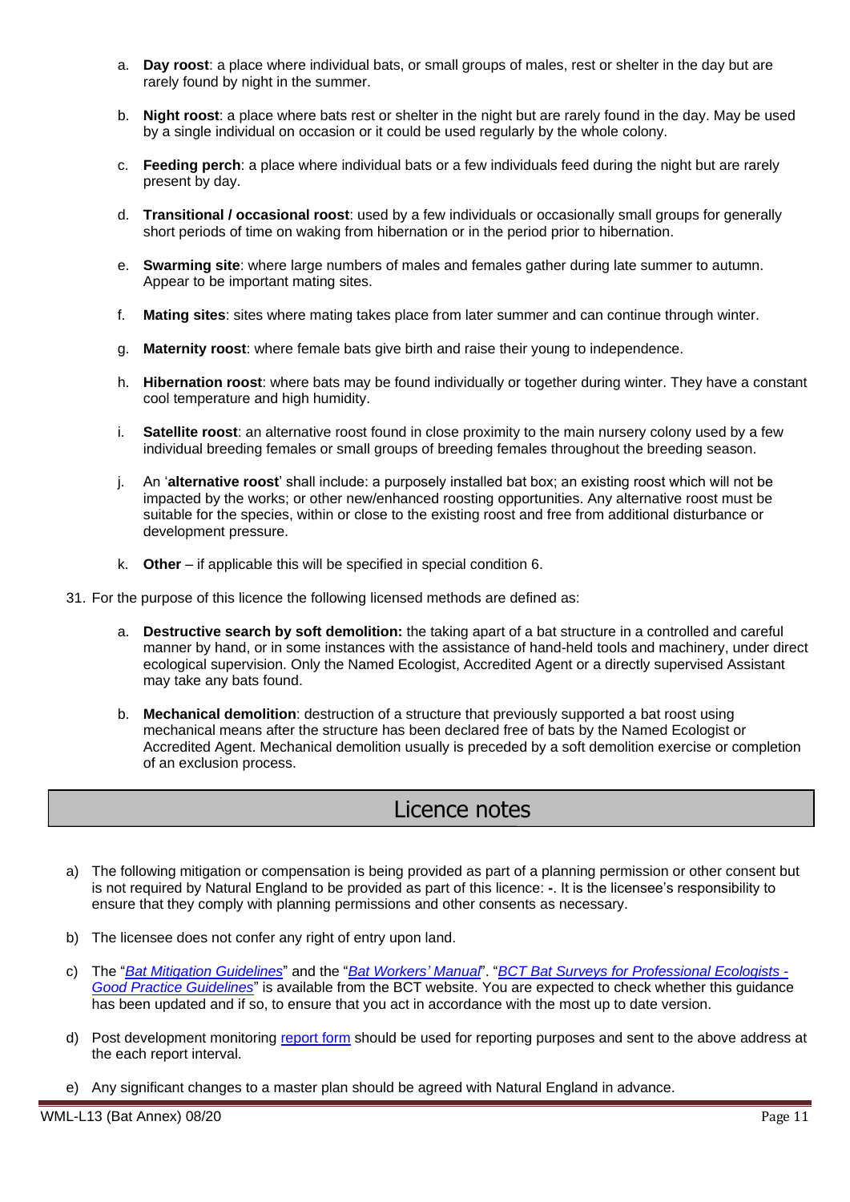a. **Day roost**: a place where individual bats, or small groups of males, rest or shelter in the day but are rarely found by night in the summer.

b. **Night roost**: a place where bats rest or shelter in the night but are rarely found in the day. May be used by a single individual on occasion or it could be used regularly by the whole colony.

c. **Feeding perch**: a place where individual bats or a few individuals feed during the night but are rarely present by day.

d. **Transitional / occasional roost**: used by a few individuals or occasionally small groups for generally short periods of time on waking from hibernation or in the period prior to hibernation.

e. **Swarming site**: where large numbers of males and females gather during late summer to autumn. Appear to be important mating sites.

f. **Mating sites**: sites where mating takes place from later summer and can continue through winter.

g. **Maternity roost**: where female bats give birth and raise their young to independence.

h. **Hibernation roost**: where bats may be found individually or together during winter. They have a constant cool temperature and high humidity.

i. **Satellite roost**: an alternative roost found in close proximity to the main nursery colony used by a few individual breeding females or small groups of breeding females throughout the breeding season.

j. An '**alternative roost**' shall include: a purposely installed bat box; an existing roost which will not be impacted by the works; or other new/enhanced roosting opportunities. Any alternative roost must be suitable for the species, within or close to the existing roost and free from additional disturbance or development pressure.

k. **Other** – if applicable this will be specified in special condition 6.

31. For the purpose of this licence the following licensed methods are defined as:

a. **Destructive search by soft demolition:** the taking apart of a bat structure in a controlled and careful manner by hand, or in some instances with the assistance of hand-held tools and machinery, under direct ecological supervision. Only the Named Ecologist, Accredited Agent or a directly supervised Assistant may take any bats found.

b. **Mechanical demolition**: destruction of a structure that previously supported a bat roost using mechanical means after the structure has been declared free of bats by the Named Ecologist or Accredited Agent. Mechanical demolition usually is preceded by a soft demolition exercise or completion of an exclusion process.

## Licence notes

a) The following mitigation or compensation is being provided as part of a planning permission or other consent but is not required by Natural England to be provided as part of this licence: **-**. It is the licensee's responsibility to ensure that they comply with planning permissions and other consents as necessary.

b) The licensee does not confer any right of entry upon land.

c) The "*Bat Mitigation Guidelines*" and the "*Bat Workers' Manual*". "*BCT Bat Surveys for Professional Ecologists - Good Practice Guidelines*" is available from the BCT website. You are expected to check whether this guidance has been updated and if so, to ensure that you act in accordance with the most up to date version.

d) Post development monitoring report form should be used for reporting purposes and sent to the above address at the each report interval.

e) Any significant changes to a master plan should be agreed with Natural England in advance.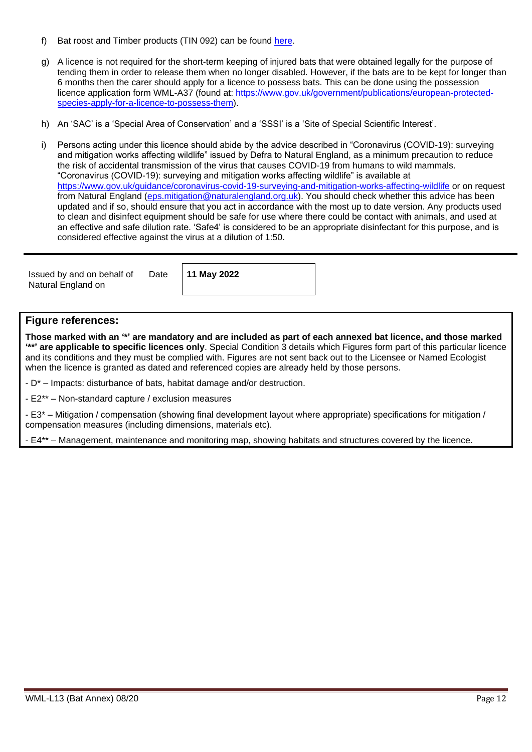f) Bat roost and Timber products (TIN 092) can be found here.

g) A licence is not required for the short-term keeping of injured bats that were obtained legally for the purpose of tending them in order to release them when no longer disabled. However, if the bats are to be kept for longer than 6 months then the carer should apply for a licence to possess bats. This can be done using the possession licence application form WML-A37 (found at: https://www.gov.uk/government/publications/european-protected-species-apply-for-a-licence-to-possess-them).

h) An 'SAC' is a 'Special Area of Conservation' and a 'SSSI' is a 'Site of Special Scientific Interest'.

i) Persons acting under this licence should abide by the advice described in "Coronavirus (COVID-19): surveying and mitigation works affecting wildlife" issued by Defra to Natural England, as a minimum precaution to reduce the risk of accidental transmission of the virus that causes COVID-19 from humans to wild mammals. "Coronavirus (COVID-19): surveying and mitigation works affecting wildlife" is available at https://www.gov.uk/guidance/coronavirus-covid-19-surveying-and-mitigation-works-affecting-wildlife or on request from Natural England (eps.mitigation@naturalengland.org.uk). You should check whether this advice has been updated and if so, should ensure that you act in accordance with the most up to date version. Any products used to clean and disinfect equipment should be safe for use where there could be contact with animals, and used at an effective and safe dilution rate. 'Safe4' is considered to be an appropriate disinfectant for this purpose, and is considered effective against the virus at a dilution of 1:50.

| | | |
|---|---|---|
| Issued by and on behalf of Natural England on | Date | **11 May 2022** |

## Figure references:

**Those marked with an '*' are mandatory and are included as part of each annexed bat licence, and those marked '**' are applicable to specific licences only**. Special Condition 3 details which Figures form part of this particular licence and its conditions and they must be complied with. Figures are not sent back out to the Licensee or Named Ecologist when the licence is granted as dated and referenced copies are already held by those persons.

- D* – Impacts: disturbance of bats, habitat damage and/or destruction.

- E2** – Non-standard capture / exclusion measures

- E3* – Mitigation / compensation (showing final development layout where appropriate) specifications for mitigation / compensation measures (including dimensions, materials etc).

- E4** – Management, maintenance and monitoring map, showing habitats and structures covered by the licence.